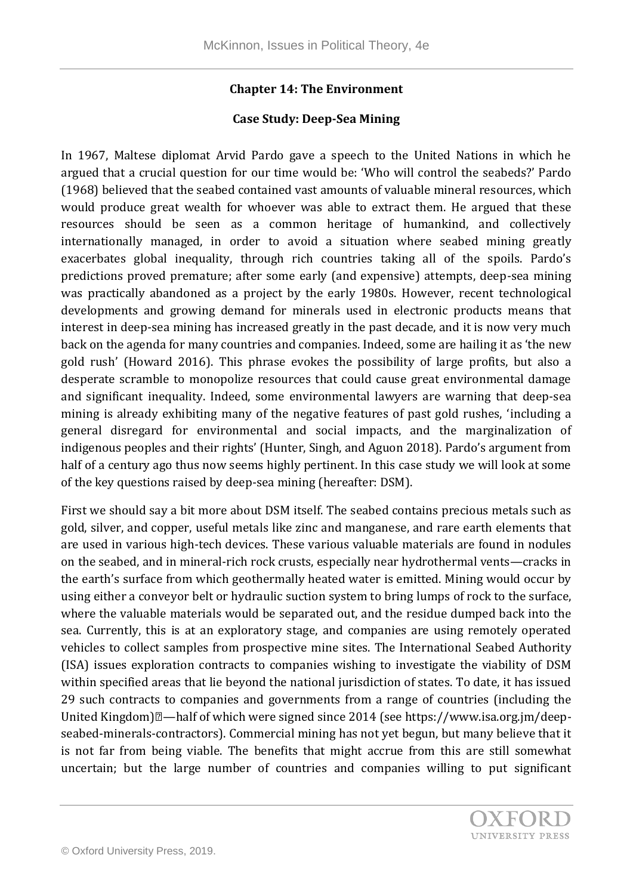## Chapter 14: The Environment

### Case Study: Deep-Sea Mining

In 1967, Maltese diplomat Arvid Pardo gave a speech to the United Nations in which he argued that a crucial question for our time would be: 'Who will control the seabeds?' Pardo (1968) believed that the seabed contained vast amounts of valuable mineral resources, which would produce great wealth for whoever was able to extract them. He argued that these resources should be seen as a common heritage of humankind, and collectively internationally managed, in order to avoid a situation where seabed mining greatly exacerbates global inequality, through rich countries taking all of the spoils. Pardo's predictions proved premature; after some early (and expensive) attempts, deep-sea mining was practically abandoned as a project by the early 1980s. However, recent technological developments and growing demand for minerals used in electronic products means that interest in deep-sea mining has increased greatly in the past decade, and it is now very much back on the agenda for many countries and companies. Indeed, some are hailing it as 'the new gold rush' (Howard 2016). This phrase evokes the possibility of large profits, but also a desperate scramble to monopolize resources that could cause great environmental damage and significant inequality. Indeed, some environmental lawyers are warning that deep-sea mining is already exhibiting many of the negative features of past gold rushes, 'including a general disregard for environmental and social impacts, and the marginalization of indigenous peoples and their rights' (Hunter, Singh, and Aguon 2018). Pardo's argument from half of a century ago thus now seems highly pertinent. In this case study we will look at some of the key questions raised by deep-sea mining (hereafter: DSM).

First we should say a bit more about DSM itself. The seabed contains precious metals such as gold, silver, and copper, useful metals like zinc and manganese, and rare earth elements that are used in various high-tech devices. These various valuable materials are found in nodules on the seabed, and in mineral-rich rock crusts, especially near hydrothermal vents—cracks in the earth's surface from which geothermally heated water is emitted. Mining would occur by using either a conveyor belt or hydraulic suction system to bring lumps of rock to the surface, where the valuable materials would be separated out, and the residue dumped back into the sea. Currently, this is at an exploratory stage, and companies are using remotely operated vehicles to collect samples from prospective mine sites. The International Seabed Authority (ISA) issues exploration contracts to companies wishing to investigate the viability of DSM within specified areas that lie beyond the national jurisdiction of states. To date, it has issued 29 such contracts to companies and governments from a range of countries (including the United Kingdom)—half of which were signed since 2014 (see https://www.isa.org.jm/deep-seabed-minerals-contractors). Commercial mining has not yet begun, but many believe that it is not far from being viable. The benefits that might accrue from this are still somewhat uncertain; but the large number of countries and companies willing to put significant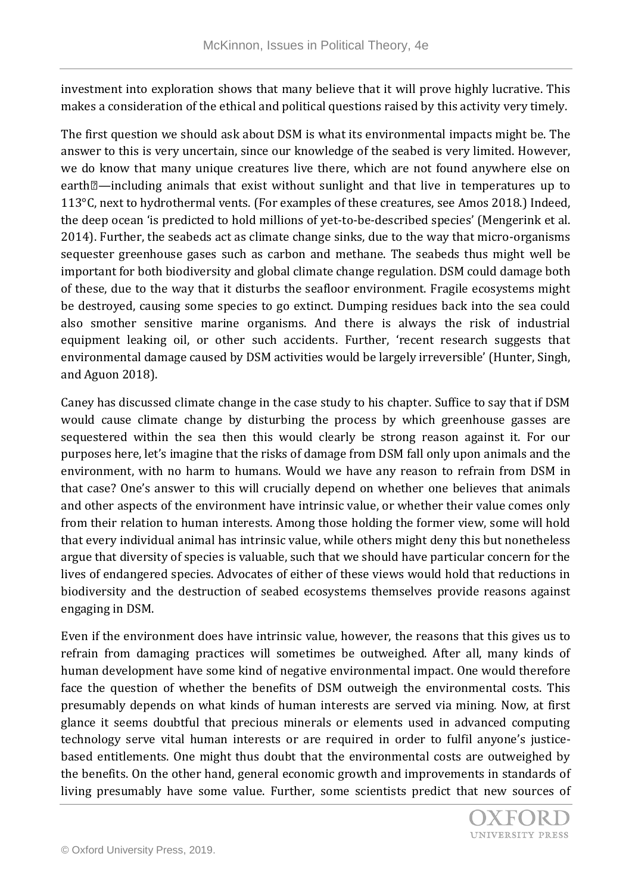investment into exploration shows that many believe that it will prove highly lucrative. This makes a consideration of the ethical and political questions raised by this activity very timely.

The first question we should ask about DSM is what its environmental impacts might be. The answer to this is very uncertain, since our knowledge of the seabed is very limited. However, we do know that many unique creatures live there, which are not found anywhere else on earth—including animals that exist without sunlight and that live in temperatures up to 113°C, next to hydrothermal vents. (For examples of these creatures, see Amos 2018.) Indeed, the deep ocean 'is predicted to hold millions of yet-to-be-described species' (Mengerink et al. 2014). Further, the seabeds act as climate change sinks, due to the way that micro-organisms sequester greenhouse gases such as carbon and methane. The seabeds thus might well be important for both biodiversity and global climate change regulation. DSM could damage both of these, due to the way that it disturbs the seafloor environment. Fragile ecosystems might be destroyed, causing some species to go extinct. Dumping residues back into the sea could also smother sensitive marine organisms. And there is always the risk of industrial equipment leaking oil, or other such accidents. Further, 'recent research suggests that environmental damage caused by DSM activities would be largely irreversible' (Hunter, Singh, and Aguon 2018).

Caney has discussed climate change in the case study to his chapter. Suffice to say that if DSM would cause climate change by disturbing the process by which greenhouse gasses are sequestered within the sea then this would clearly be strong reason against it. For our purposes here, let's imagine that the risks of damage from DSM fall only upon animals and the environment, with no harm to humans. Would we have any reason to refrain from DSM in that case? One's answer to this will crucially depend on whether one believes that animals and other aspects of the environment have intrinsic value, or whether their value comes only from their relation to human interests. Among those holding the former view, some will hold that every individual animal has intrinsic value, while others might deny this but nonetheless argue that diversity of species is valuable, such that we should have particular concern for the lives of endangered species. Advocates of either of these views would hold that reductions in biodiversity and the destruction of seabed ecosystems themselves provide reasons against engaging in DSM.

Even if the environment does have intrinsic value, however, the reasons that this gives us to refrain from damaging practices will sometimes be outweighed. After all, many kinds of human development have some kind of negative environmental impact. One would therefore face the question of whether the benefits of DSM outweigh the environmental costs. This presumably depends on what kinds of human interests are served via mining. Now, at first glance it seems doubtful that precious minerals or elements used in advanced computing technology serve vital human interests or are required in order to fulfil anyone's justice-based entitlements. One might thus doubt that the environmental costs are outweighed by the benefits. On the other hand, general economic growth and improvements in standards of living presumably have some value. Further, some scientists predict that new sources of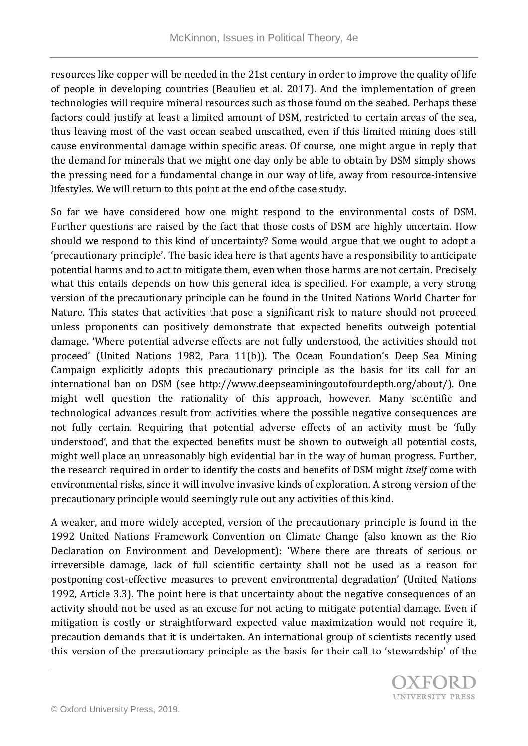resources like copper will be needed in the 21st century in order to improve the quality of life of people in developing countries (Beaulieu et al. 2017). And the implementation of green technologies will require mineral resources such as those found on the seabed. Perhaps these factors could justify at least a limited amount of DSM, restricted to certain areas of the sea, thus leaving most of the vast ocean seabed unscathed, even if this limited mining does still cause environmental damage within specific areas. Of course, one might argue in reply that the demand for minerals that we might one day only be able to obtain by DSM simply shows the pressing need for a fundamental change in our way of life, away from resource-intensive lifestyles. We will return to this point at the end of the case study.

So far we have considered how one might respond to the environmental costs of DSM. Further questions are raised by the fact that those costs of DSM are highly uncertain. How should we respond to this kind of uncertainty? Some would argue that we ought to adopt a 'precautionary principle'. The basic idea here is that agents have a responsibility to anticipate potential harms and to act to mitigate them, even when those harms are not certain. Precisely what this entails depends on how this general idea is specified. For example, a very strong version of the precautionary principle can be found in the United Nations World Charter for Nature. This states that activities that pose a significant risk to nature should not proceed unless proponents can positively demonstrate that expected benefits outweigh potential damage. 'Where potential adverse effects are not fully understood, the activities should not proceed' (United Nations 1982, Para 11(b)). The Ocean Foundation's Deep Sea Mining Campaign explicitly adopts this precautionary principle as the basis for its call for an international ban on DSM (see http://www.deepseaminingoutofourdepth.org/about/). One might well question the rationality of this approach, however. Many scientific and technological advances result from activities where the possible negative consequences are not fully certain. Requiring that potential adverse effects of an activity must be 'fully understood', and that the expected benefits must be shown to outweigh all potential costs, might well place an unreasonably high evidential bar in the way of human progress. Further, the research required in order to identify the costs and benefits of DSM might *itself* come with environmental risks, since it will involve invasive kinds of exploration. A strong version of the precautionary principle would seemingly rule out any activities of this kind.

A weaker, and more widely accepted, version of the precautionary principle is found in the 1992 United Nations Framework Convention on Climate Change (also known as the Rio Declaration on Environment and Development): 'Where there are threats of serious or irreversible damage, lack of full scientific certainty shall not be used as a reason for postponing cost-effective measures to prevent environmental degradation' (United Nations 1992, Article 3.3). The point here is that uncertainty about the negative consequences of an activity should not be used as an excuse for not acting to mitigate potential damage. Even if mitigation is costly or straightforward expected value maximization would not require it, precaution demands that it is undertaken. An international group of scientists recently used this version of the precautionary principle as the basis for their call to 'stewardship' of the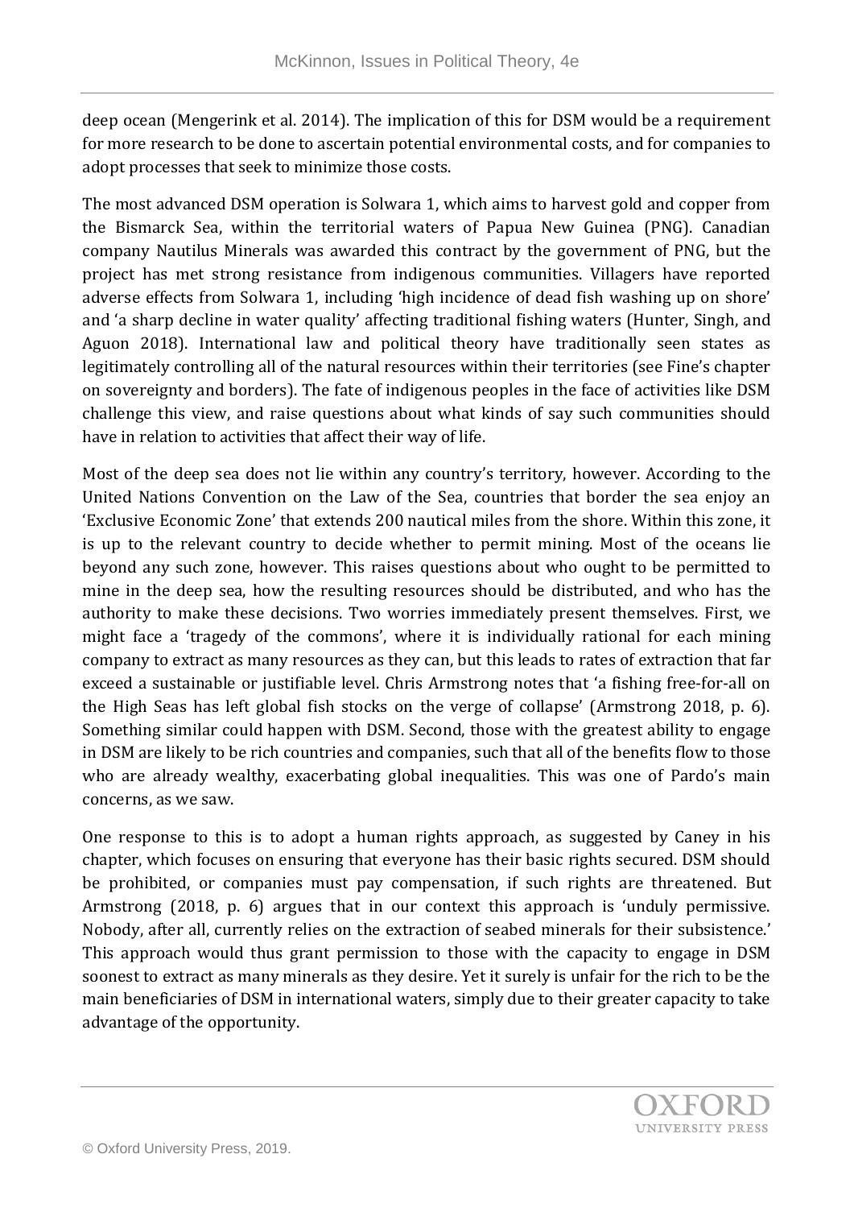deep ocean (Mengerink et al. 2014). The implication of this for DSM would be a requirement for more research to be done to ascertain potential environmental costs, and for companies to adopt processes that seek to minimize those costs.

The most advanced DSM operation is Solwara 1, which aims to harvest gold and copper from the Bismarck Sea, within the territorial waters of Papua New Guinea (PNG). Canadian company Nautilus Minerals was awarded this contract by the government of PNG, but the project has met strong resistance from indigenous communities. Villagers have reported adverse effects from Solwara 1, including 'high incidence of dead fish washing up on shore' and 'a sharp decline in water quality' affecting traditional fishing waters (Hunter, Singh, and Aguon 2018). International law and political theory have traditionally seen states as legitimately controlling all of the natural resources within their territories (see Fine's chapter on sovereignty and borders). The fate of indigenous peoples in the face of activities like DSM challenge this view, and raise questions about what kinds of say such communities should have in relation to activities that affect their way of life.

Most of the deep sea does not lie within any country's territory, however. According to the United Nations Convention on the Law of the Sea, countries that border the sea enjoy an 'Exclusive Economic Zone' that extends 200 nautical miles from the shore. Within this zone, it is up to the relevant country to decide whether to permit mining. Most of the oceans lie beyond any such zone, however. This raises questions about who ought to be permitted to mine in the deep sea, how the resulting resources should be distributed, and who has the authority to make these decisions. Two worries immediately present themselves. First, we might face a 'tragedy of the commons', where it is individually rational for each mining company to extract as many resources as they can, but this leads to rates of extraction that far exceed a sustainable or justifiable level. Chris Armstrong notes that 'a fishing free-for-all on the High Seas has left global fish stocks on the verge of collapse' (Armstrong 2018, p. 6). Something similar could happen with DSM. Second, those with the greatest ability to engage in DSM are likely to be rich countries and companies, such that all of the benefits flow to those who are already wealthy, exacerbating global inequalities. This was one of Pardo's main concerns, as we saw.

One response to this is to adopt a human rights approach, as suggested by Caney in his chapter, which focuses on ensuring that everyone has their basic rights secured. DSM should be prohibited, or companies must pay compensation, if such rights are threatened. But Armstrong (2018, p. 6) argues that in our context this approach is 'unduly permissive. Nobody, after all, currently relies on the extraction of seabed minerals for their subsistence.' This approach would thus grant permission to those with the capacity to engage in DSM soonest to extract as many minerals as they desire. Yet it surely is unfair for the rich to be the main beneficiaries of DSM in international waters, simply due to their greater capacity to take advantage of the opportunity.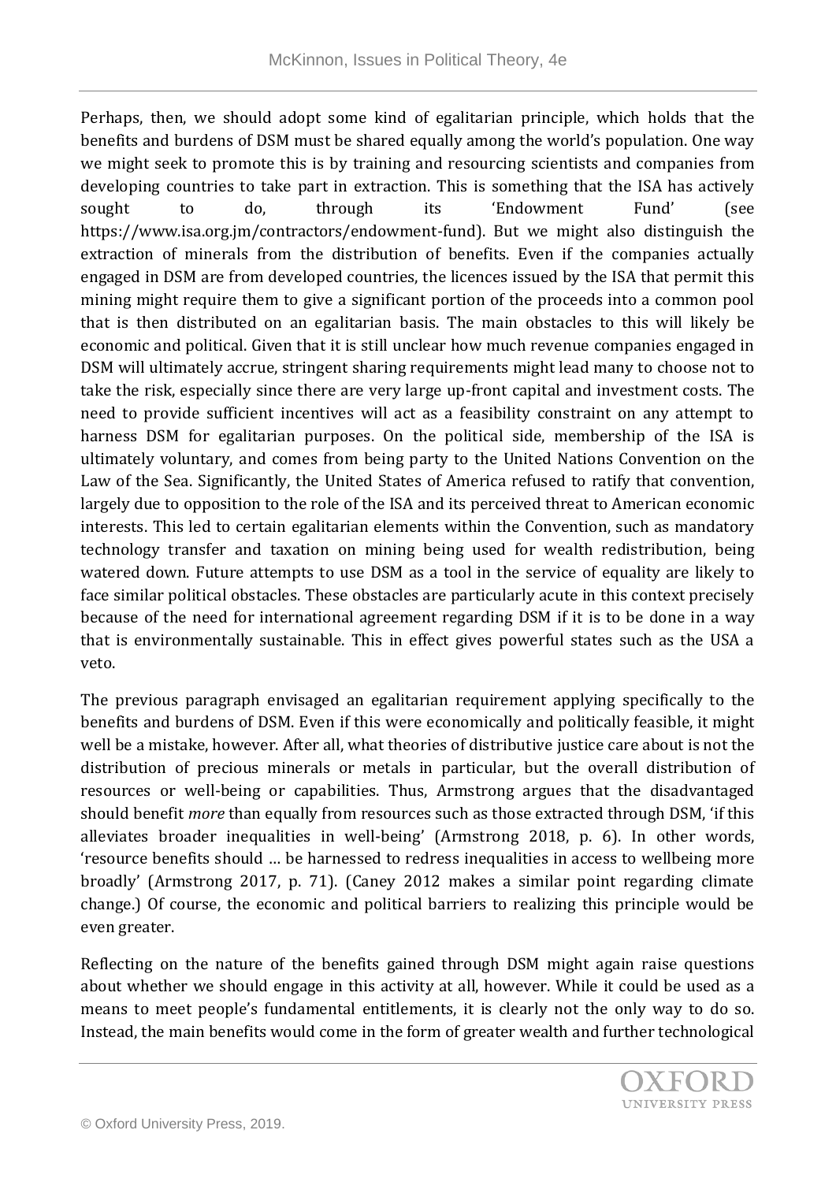Perhaps, then, we should adopt some kind of egalitarian principle, which holds that the benefits and burdens of DSM must be shared equally among the world's population. One way we might seek to promote this is by training and resourcing scientists and companies from developing countries to take part in extraction. This is something that the ISA has actively sought to do, through its 'Endowment Fund' (see https://www.isa.org.jm/contractors/endowment-fund). But we might also distinguish the extraction of minerals from the distribution of benefits. Even if the companies actually engaged in DSM are from developed countries, the licences issued by the ISA that permit this mining might require them to give a significant portion of the proceeds into a common pool that is then distributed on an egalitarian basis. The main obstacles to this will likely be economic and political. Given that it is still unclear how much revenue companies engaged in DSM will ultimately accrue, stringent sharing requirements might lead many to choose not to take the risk, especially since there are very large up-front capital and investment costs. The need to provide sufficient incentives will act as a feasibility constraint on any attempt to harness DSM for egalitarian purposes. On the political side, membership of the ISA is ultimately voluntary, and comes from being party to the United Nations Convention on the Law of the Sea. Significantly, the United States of America refused to ratify that convention, largely due to opposition to the role of the ISA and its perceived threat to American economic interests. This led to certain egalitarian elements within the Convention, such as mandatory technology transfer and taxation on mining being used for wealth redistribution, being watered down. Future attempts to use DSM as a tool in the service of equality are likely to face similar political obstacles. These obstacles are particularly acute in this context precisely because of the need for international agreement regarding DSM if it is to be done in a way that is environmentally sustainable. This in effect gives powerful states such as the USA a veto.

The previous paragraph envisaged an egalitarian requirement applying specifically to the benefits and burdens of DSM. Even if this were economically and politically feasible, it might well be a mistake, however. After all, what theories of distributive justice care about is not the distribution of precious minerals or metals in particular, but the overall distribution of resources or well-being or capabilities. Thus, Armstrong argues that the disadvantaged should benefit *more* than equally from resources such as those extracted through DSM, 'if this alleviates broader inequalities in well-being' (Armstrong 2018, p. 6). In other words, 'resource benefits should … be harnessed to redress inequalities in access to wellbeing more broadly' (Armstrong 2017, p. 71). (Caney 2012 makes a similar point regarding climate change.) Of course, the economic and political barriers to realizing this principle would be even greater.

Reflecting on the nature of the benefits gained through DSM might again raise questions about whether we should engage in this activity at all, however. While it could be used as a means to meet people's fundamental entitlements, it is clearly not the only way to do so. Instead, the main benefits would come in the form of greater wealth and further technological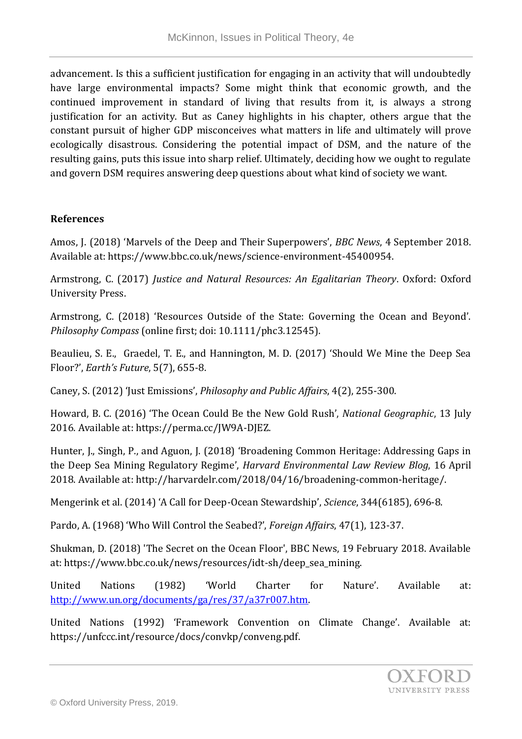advancement. Is this a sufficient justification for engaging in an activity that will undoubtedly have large environmental impacts? Some might think that economic growth, and the continued improvement in standard of living that results from it, is always a strong justification for an activity. But as Caney highlights in his chapter, others argue that the constant pursuit of higher GDP misconceives what matters in life and ultimately will prove ecologically disastrous. Considering the potential impact of DSM, and the nature of the resulting gains, puts this issue into sharp relief. Ultimately, deciding how we ought to regulate and govern DSM requires answering deep questions about what kind of society we want.

**References**

Amos, J. (2018) 'Marvels of the Deep and Their Superpowers', *BBC News*, 4 September 2018. Available at: https://www.bbc.co.uk/news/science-environment-45400954.

Armstrong, C. (2017) *Justice and Natural Resources: An Egalitarian Theory*. Oxford: Oxford University Press.

Armstrong, C. (2018) 'Resources Outside of the State: Governing the Ocean and Beyond'. *Philosophy Compass* (online first; doi: 10.1111/phc3.12545).

Beaulieu, S. E., Graedel, T. E., and Hannington, M. D. (2017) 'Should We Mine the Deep Sea Floor?', *Earth's Future*, 5(7), 655-8.

Caney, S. (2012) 'Just Emissions', *Philosophy and Public Affairs*, 4(2), 255-300.

Howard, B. C. (2016) 'The Ocean Could Be the New Gold Rush', *National Geographic*, 13 July 2016. Available at: https://perma.cc/JW9A-DJEZ.

Hunter, J., Singh, P., and Aguon, J. (2018) 'Broadening Common Heritage: Addressing Gaps in the Deep Sea Mining Regulatory Regime', *Harvard Environmental Law Review Blog*, 16 April 2018. Available at: http://harvardelr.com/2018/04/16/broadening-common-heritage/.

Mengerink et al. (2014) 'A Call for Deep-Ocean Stewardship', *Science*, 344(6185), 696-8.

Pardo, A. (1968) 'Who Will Control the Seabed?', *Foreign Affairs*, 47(1), 123-37.

Shukman, D. (2018) 'The Secret on the Ocean Floor', BBC News, 19 February 2018. Available at: https://www.bbc.co.uk/news/resources/idt-sh/deep_sea_mining.

United Nations (1982) 'World Charter for Nature'. Available at: http://www.un.org/documents/ga/res/37/a37r007.htm.

United Nations (1992) 'Framework Convention on Climate Change'. Available at: https://unfccc.int/resource/docs/convkp/conveng.pdf.